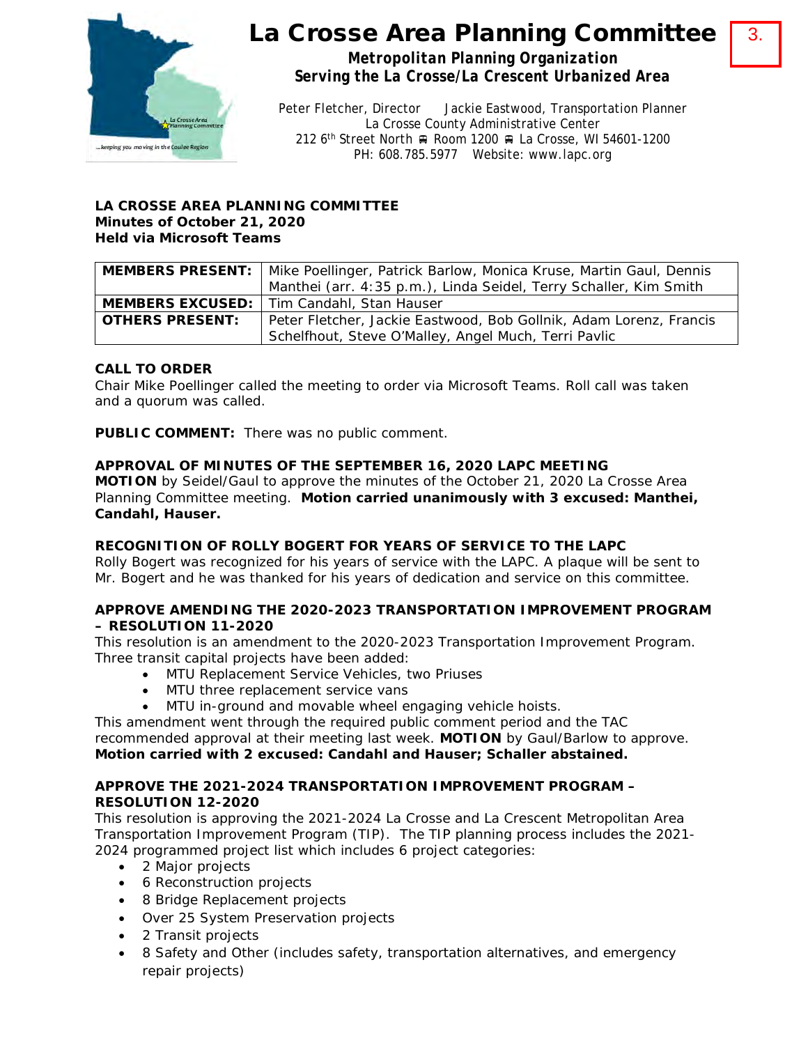# La Crosse Area Planning Committee

***Metropolitan Planning Organization***
***Serving the La Crosse/La Crescent Urbanized Area***

Peter Fletcher, Director Jackie Eastwood, Transportation Planner
La Crosse County Administrative Center
212 6th Street North ◘ Room 1200 ◘ La Crosse, WI 54601-1200
PH: 608.785.5977 Website: www.lapc.org

3.

**LA CROSSE AREA PLANNING COMMITTEE**
**Minutes of October 21, 2020**
**Held via Microsoft Teams**

| **MEMBERS PRESENT:** | Mike Poellinger, Patrick Barlow, Monica Kruse, Martin Gaul, Dennis Manthei (arr. 4:35 p.m.), Linda Seidel, Terry Schaller, Kim Smith |
|---|---|
| **MEMBERS EXCUSED:** | Tim Candahl, Stan Hauser |
| **OTHERS PRESENT:** | Peter Fletcher, Jackie Eastwood, Bob Gollnik, Adam Lorenz, Francis Schelfhout, Steve O'Malley, Angel Much, Terri Pavlic |

**CALL TO ORDER**
Chair Mike Poellinger called the meeting to order via Microsoft Teams. Roll call was taken and a quorum was called.

**PUBLIC COMMENT:** There was no public comment.

**APPROVAL OF MINUTES OF THE SEPTEMBER 16, 2020 LAPC MEETING**
**MOTION** by Seidel/Gaul to approve the minutes of the October 21, 2020 La Crosse Area Planning Committee meeting. **Motion carried unanimously with 3 excused: Manthei, Candahl, Hauser.**

**RECOGNITION OF ROLLY BOGERT FOR YEARS OF SERVICE TO THE LAPC**
Rolly Bogert was recognized for his years of service with the LAPC. A plaque will be sent to Mr. Bogert and he was thanked for his years of dedication and service on this committee.

**APPROVE AMENDING THE 2020-2023 TRANSPORTATION IMPROVEMENT PROGRAM – RESOLUTION 11-2020**
This resolution is an amendment to the 2020-2023 Transportation Improvement Program. Three transit capital projects have been added:

- MTU Replacement Service Vehicles, two Priuses
- MTU three replacement service vans
- MTU in-ground and movable wheel engaging vehicle hoists.

This amendment went through the required public comment period and the TAC recommended approval at their meeting last week. **MOTION** by Gaul/Barlow to approve. **Motion carried with 2 excused: Candahl and Hauser; Schaller abstained.**

**APPROVE THE 2021-2024 TRANSPORTATION IMPROVEMENT PROGRAM – RESOLUTION 12-2020**
This resolution is approving the 2021-2024 La Crosse and La Crescent Metropolitan Area Transportation Improvement Program (TIP). The TIP planning process includes the 2021-2024 programmed project list which includes 6 project categories:

- 2 Major projects
- 6 Reconstruction projects
- 8 Bridge Replacement projects
- Over 25 System Preservation projects
- 2 Transit projects
- 8 Safety and Other (includes safety, transportation alternatives, and emergency repair projects)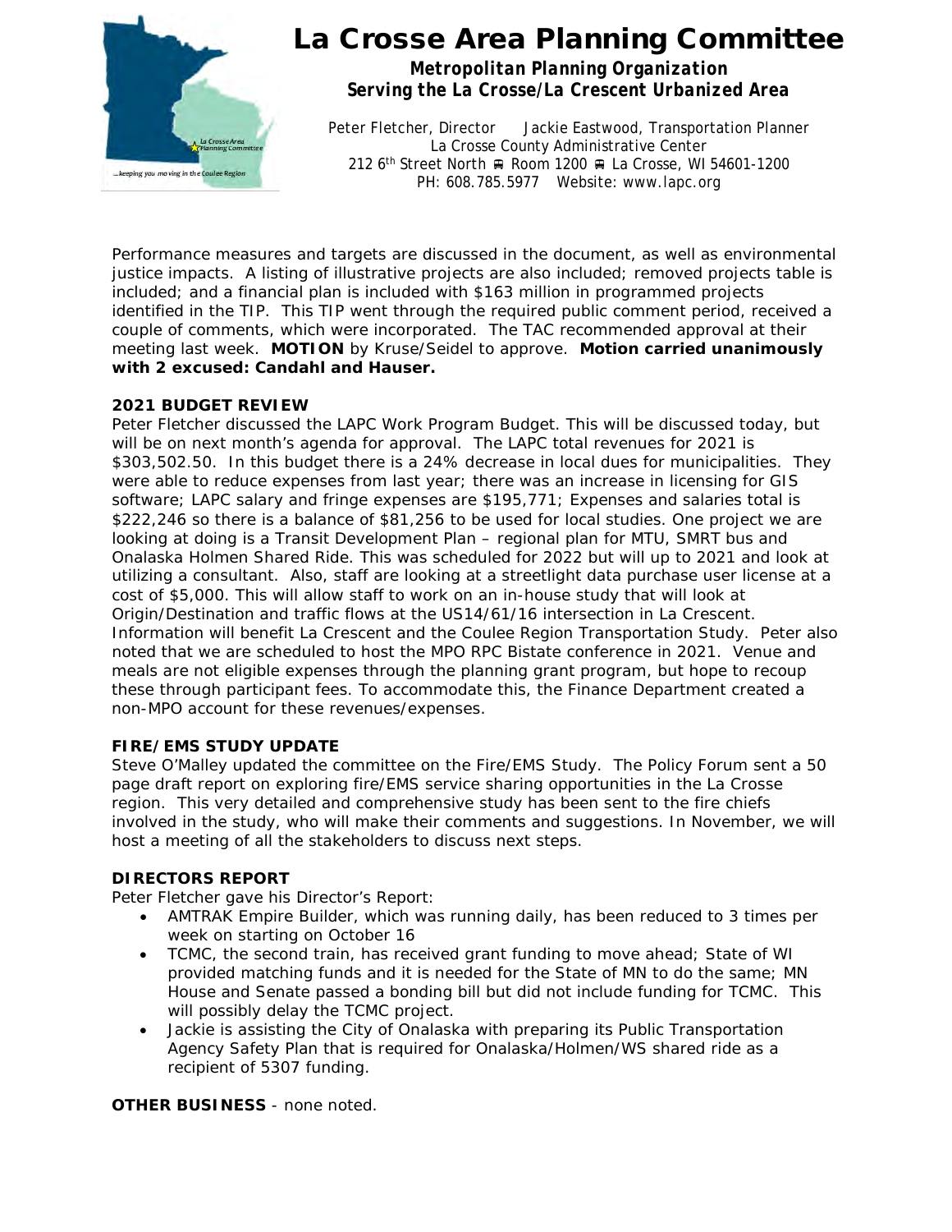Performance measures and targets are discussed in the document, as well as environmental justice impacts. A listing of illustrative projects are also included; removed projects table is included; and a financial plan is included with $163 million in programmed projects identified in the TIP. This TIP went through the required public comment period, received a couple of comments, which were incorporated. The TAC recommended approval at their meeting last week. **MOTION** by Kruse/Seidel to approve. **Motion carried unanimously with 2 excused: Candahl and Hauser.**

**2021 BUDGET REVIEW**

Peter Fletcher discussed the LAPC Work Program Budget. This will be discussed today, but will be on next month's agenda for approval. The LAPC total revenues for 2021 is $303,502.50. In this budget there is a 24% decrease in local dues for municipalities. They were able to reduce expenses from last year; there was an increase in licensing for GIS software; LAPC salary and fringe expenses are $195,771; Expenses and salaries total is $222,246 so there is a balance of $81,256 to be used for local studies. One project we are looking at doing is a Transit Development Plan – regional plan for MTU, SMRT bus and Onalaska Holmen Shared Ride. This was scheduled for 2022 but will up to 2021 and look at utilizing a consultant. Also, staff are looking at a streetlight data purchase user license at a cost of $5,000. This will allow staff to work on an in-house study that will look at Origin/Destination and traffic flows at the US14/61/16 intersection in La Crescent. Information will benefit La Crescent and the Coulee Region Transportation Study. Peter also noted that we are scheduled to host the MPO RPC Bistate conference in 2021. Venue and meals are not eligible expenses through the planning grant program, but hope to recoup these through participant fees. To accommodate this, the Finance Department created a non-MPO account for these revenues/expenses.

**FIRE/EMS STUDY UPDATE**

Steve O'Malley updated the committee on the Fire/EMS Study. The Policy Forum sent a 50 page draft report on exploring fire/EMS service sharing opportunities in the La Crosse region. This very detailed and comprehensive study has been sent to the fire chiefs involved in the study, who will make their comments and suggestions. In November, we will host a meeting of all the stakeholders to discuss next steps.

**DIRECTORS REPORT**

Peter Fletcher gave his Director's Report:

- AMTRAK Empire Builder, which was running daily, has been reduced to 3 times per week on starting on October 16
- TCMC, the second train, has received grant funding to move ahead; State of WI provided matching funds and it is needed for the State of MN to do the same; MN House and Senate passed a bonding bill but did not include funding for TCMC. This will possibly delay the TCMC project.
- Jackie is assisting the City of Onalaska with preparing its Public Transportation Agency Safety Plan that is required for Onalaska/Holmen/WS shared ride as a recipient of 5307 funding.

**OTHER BUSINESS** - none noted.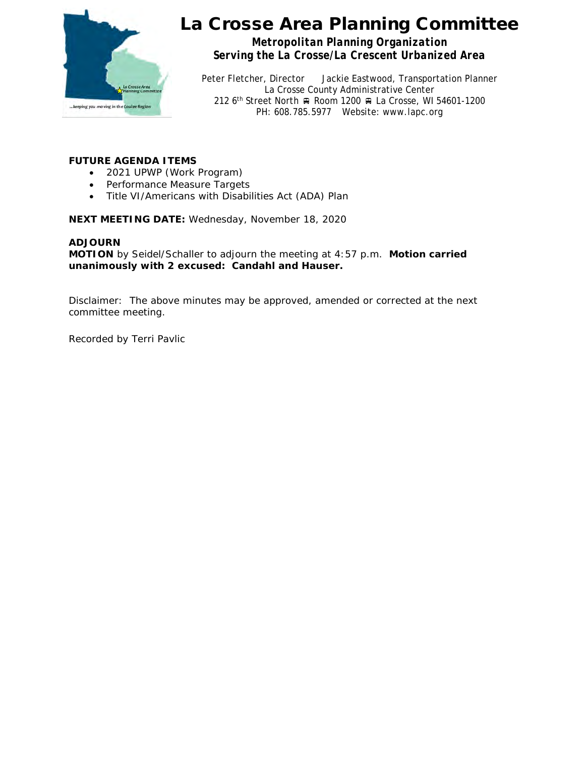# La Crosse Area Planning Committee

***Metropolitan Planning Organization***
***Serving the La Crosse/La Crescent Urbanized Area***

Peter Fletcher, Director    Jackie Eastwood, Transportation Planner
La Crosse County Administrative Center
212 6th Street North ▪ Room 1200 ▪ La Crosse, WI 54601-1200
PH: 608.785.5977    Website: www.lapc.org

**FUTURE AGENDA ITEMS**

- 2021 UPWP (Work Program)
- Performance Measure Targets
- Title VI/Americans with Disabilities Act (ADA) Plan

**NEXT MEETING DATE:** Wednesday, November 18, 2020

**ADJOURN**
**MOTION** by Seidel/Schaller to adjourn the meeting at 4:57 p.m. **Motion carried unanimously with 2 excused: Candahl and Hauser.**

Disclaimer: The above minutes may be approved, amended or corrected at the next committee meeting.

Recorded by Terri Pavlic